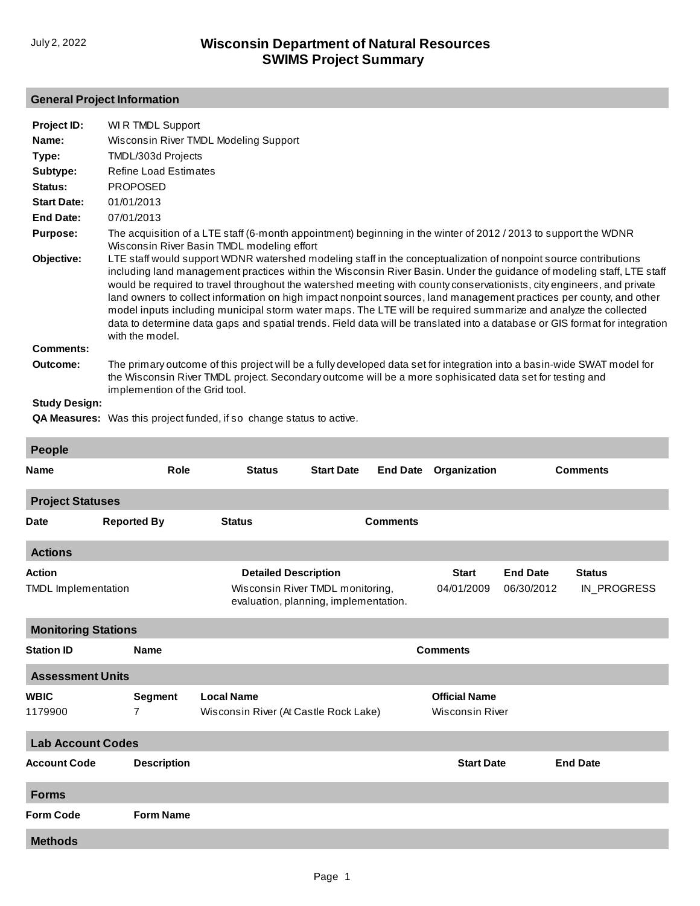# Wisconsin Department of Natural Resources
## SWIMS Project Summary

July 2, 2022

### General Project Information

**Project ID:** WI R TMDL Support

**Name:** Wisconsin River TMDL Modeling Support

**Type:** TMDL/303d Projects

**Subtype:** Refine Load Estimates

**Status:** PROPOSED

**Start Date:** 01/01/2013

**End Date:** 07/01/2013

**Purpose:** The acquisition of a LTE staff (6-month appointment) beginning in the winter of 2012 / 2013 to support the WDNR Wisconsin River Basin TMDL modeling effort

**Objective:** LTE staff would support WDNR watershed modeling staff in the conceptualization of nonpoint source contributions including land management practices within the Wisconsin River Basin. Under the guidance of modeling staff, LTE staff would be required to travel throughout the watershed meeting with county conservationists, city engineers, and private land owners to collect information on high impact nonpoint sources, land management practices per county, and other model inputs including municipal storm water maps. The LTE will be required summarize and analyze the collected data to determine data gaps and spatial trends. Field data will be translated into a database or GIS format for integration with the model.

**Comments:**

**Outcome:** The primary outcome of this project will be a fully developed data set for integration into a basin-wide SWAT model for the Wisconsin River TMDL project. Secondary outcome will be a more sophisicated data set for testing and implemention of the Grid tool.

**Study Design:**

**QA Measures:** Was this project funded, if so change status to active.

### People

| Name | Role | Status | Start Date | End Date | Organization | Comments |
|---|---|---|---|---|---|---|

### Project Statuses

| Date | Reported By | Status | Comments |
|---|---|---|---|

### Actions

| Action | Detailed Description | Start | End Date | Status |
|---|---|---|---|---|
| TMDL Implementation | Wisconsin River TMDL monitoring, evaluation, planning, implementation. | 04/01/2009 | 06/30/2012 | IN_PROGRESS |

### Monitoring Stations

| Station ID | Name | Comments |
|---|---|---|

### Assessment Units

| WBIC | Segment | Local Name | Official Name |
|---|---|---|---|
| 1179900 | 7 | Wisconsin River (At Castle Rock Lake) | Wisconsin River |

### Lab Account Codes

| Account Code | Description | Start Date | End Date |
|---|---|---|---|

### Forms

| Form Code | Form Name |
|---|---|

### Methods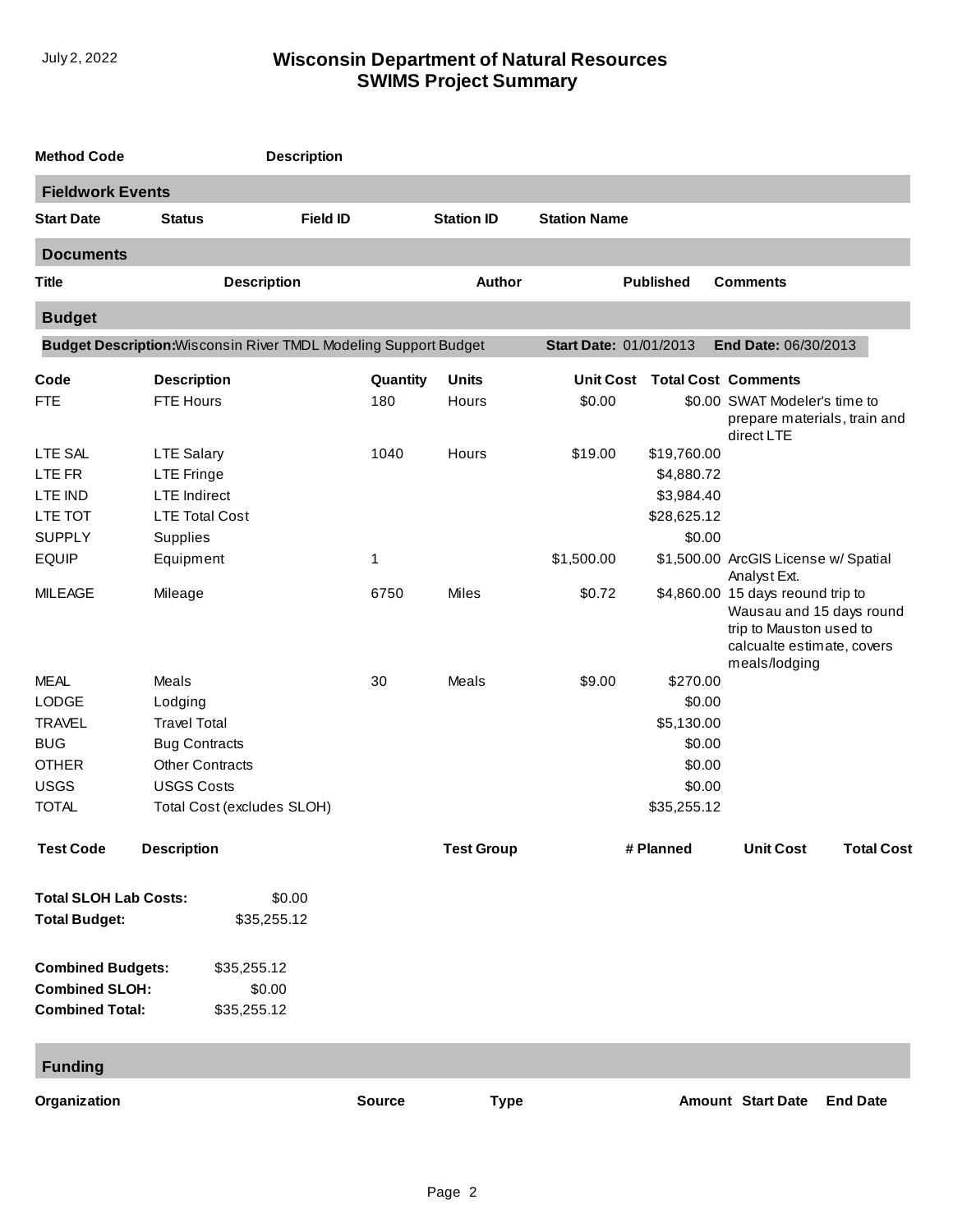| Method Code | Description |
|---|---|

## Fieldwork Events

| Start Date | Status | Field ID | Station ID | Station Name |
|---|---|---|---|---|

## Documents

| Title | Description | Author | Published | Comments |
|---|---|---|---|---|

## Budget

**Budget Description:** Wisconsin River TMDL Modeling Support Budget **Start Date:** 01/01/2013 **End Date:** 06/30/2013

| Code | Description | Quantity | Units | Unit Cost | Total Cost | Comments |
|---|---|---|---|---|---|---|
| FTE | FTE Hours | 180 | Hours | $0.00 | $0.00 | SWAT Modeler's time to prepare materials, train and direct LTE |
| LTE SAL | LTE Salary | 1040 | Hours | $19.00 | $19,760.00 | |
| LTE FR | LTE Fringe | | | | $4,880.72 | |
| LTE IND | LTE Indirect | | | | $3,984.40 | |
| LTE TOT | LTE Total Cost | | | | $28,625.12 | |
| SUPPLY | Supplies | | | | $0.00 | |
| EQUIP | Equipment | 1 | | $1,500.00 | $1,500.00 | ArcGIS License w/ Spatial Analyst Ext. |
| MILEAGE | Mileage | 6750 | Miles | $0.72 | $4,860.00 | 15 days reound trip to Wausau and 15 days round trip to Mauston used to calcualte estimate, covers meals/lodging |
| MEAL | Meals | 30 | Meals | $9.00 | $270.00 | |
| LODGE | Lodging | | | | $0.00 | |
| TRAVEL | Travel Total | | | | $5,130.00 | |
| BUG | Bug Contracts | | | | $0.00 | |
| OTHER | Other Contracts | | | | $0.00 | |
| USGS | USGS Costs | | | | $0.00 | |
| TOTAL | Total Cost (excludes SLOH) | | | | $35,255.12 | |

| Test Code | Description | Test Group | # Planned | Unit Cost | Total Cost |
|---|---|---|---|---|---|

**Total SLOH Lab Costs:** $0.00
**Total Budget:** $35,255.12

**Combined Budgets:** $35,255.12
**Combined SLOH:** $0.00
**Combined Total:** $35,255.12

## Funding

| Organization | Source | Type | Amount | Start Date | End Date |
|---|---|---|---|---|---|